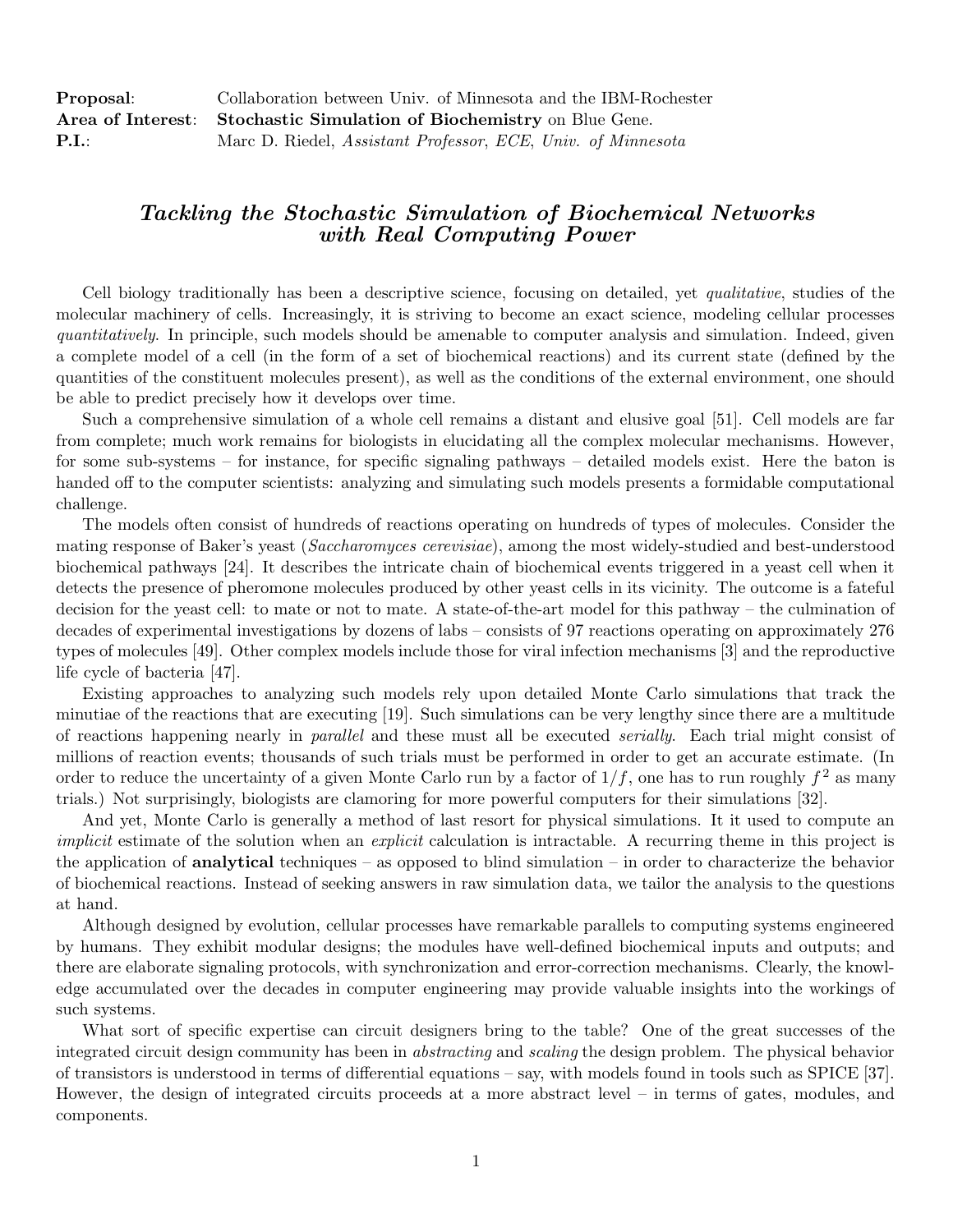**Proposal**: Collaboration between Univ. of Minnesota and the IBM-Rochester
**Area of Interest**: **Stochastic Simulation of Biochemistry** on Blue Gene.
**P.I.**: Marc D. Riedel, *Assistant Professor*, *ECE*, *Univ. of Minnesota*

# *Tackling the Stochastic Simulation of Biochemical Networks with Real Computing Power*

Cell biology traditionally has been a descriptive science, focusing on detailed, yet *qualitative*, studies of the molecular machinery of cells. Increasingly, it is striving to become an exact science, modeling cellular processes *quantitatively*. In principle, such models should be amenable to computer analysis and simulation. Indeed, given a complete model of a cell (in the form of a set of biochemical reactions) and its current state (defined by the quantities of the constituent molecules present), as well as the conditions of the external environment, one should be able to predict precisely how it develops over time.

Such a comprehensive simulation of a whole cell remains a distant and elusive goal [51]. Cell models are far from complete; much work remains for biologists in elucidating all the complex molecular mechanisms. However, for some sub-systems – for instance, for specific signaling pathways – detailed models exist. Here the baton is handed off to the computer scientists: analyzing and simulating such models presents a formidable computational challenge.

The models often consist of hundreds of reactions operating on hundreds of types of molecules. Consider the mating response of Baker's yeast (*Saccharomyces cerevisiae*), among the most widely-studied and best-understood biochemical pathways [24]. It describes the intricate chain of biochemical events triggered in a yeast cell when it detects the presence of pheromone molecules produced by other yeast cells in its vicinity. The outcome is a fateful decision for the yeast cell: to mate or not to mate. A state-of-the-art model for this pathway – the culmination of decades of experimental investigations by dozens of labs – consists of 97 reactions operating on approximately 276 types of molecules [49]. Other complex models include those for viral infection mechanisms [3] and the reproductive life cycle of bacteria [47].

Existing approaches to analyzing such models rely upon detailed Monte Carlo simulations that track the minutiae of the reactions that are executing [19]. Such simulations can be very lengthy since there are a multitude of reactions happening nearly in *parallel* and these must all be executed *serially*. Each trial might consist of millions of reaction events; thousands of such trials must be performed in order to get an accurate estimate. (In order to reduce the uncertainty of a given Monte Carlo run by a factor of $1/f$, one has to run roughly $f^2$ as many trials.) Not surprisingly, biologists are clamoring for more powerful computers for their simulations [32].

And yet, Monte Carlo is generally a method of last resort for physical simulations. It it used to compute an *implicit* estimate of the solution when an *explicit* calculation is intractable. A recurring theme in this project is the application of **analytical** techniques – as opposed to blind simulation – in order to characterize the behavior of biochemical reactions. Instead of seeking answers in raw simulation data, we tailor the analysis to the questions at hand.

Although designed by evolution, cellular processes have remarkable parallels to computing systems engineered by humans. They exhibit modular designs; the modules have well-defined biochemical inputs and outputs; and there are elaborate signaling protocols, with synchronization and error-correction mechanisms. Clearly, the knowledge accumulated over the decades in computer engineering may provide valuable insights into the workings of such systems.

What sort of specific expertise can circuit designers bring to the table? One of the great successes of the integrated circuit design community has been in *abstracting* and *scaling* the design problem. The physical behavior of transistors is understood in terms of differential equations – say, with models found in tools such as SPICE [37]. However, the design of integrated circuits proceeds at a more abstract level – in terms of gates, modules, and components.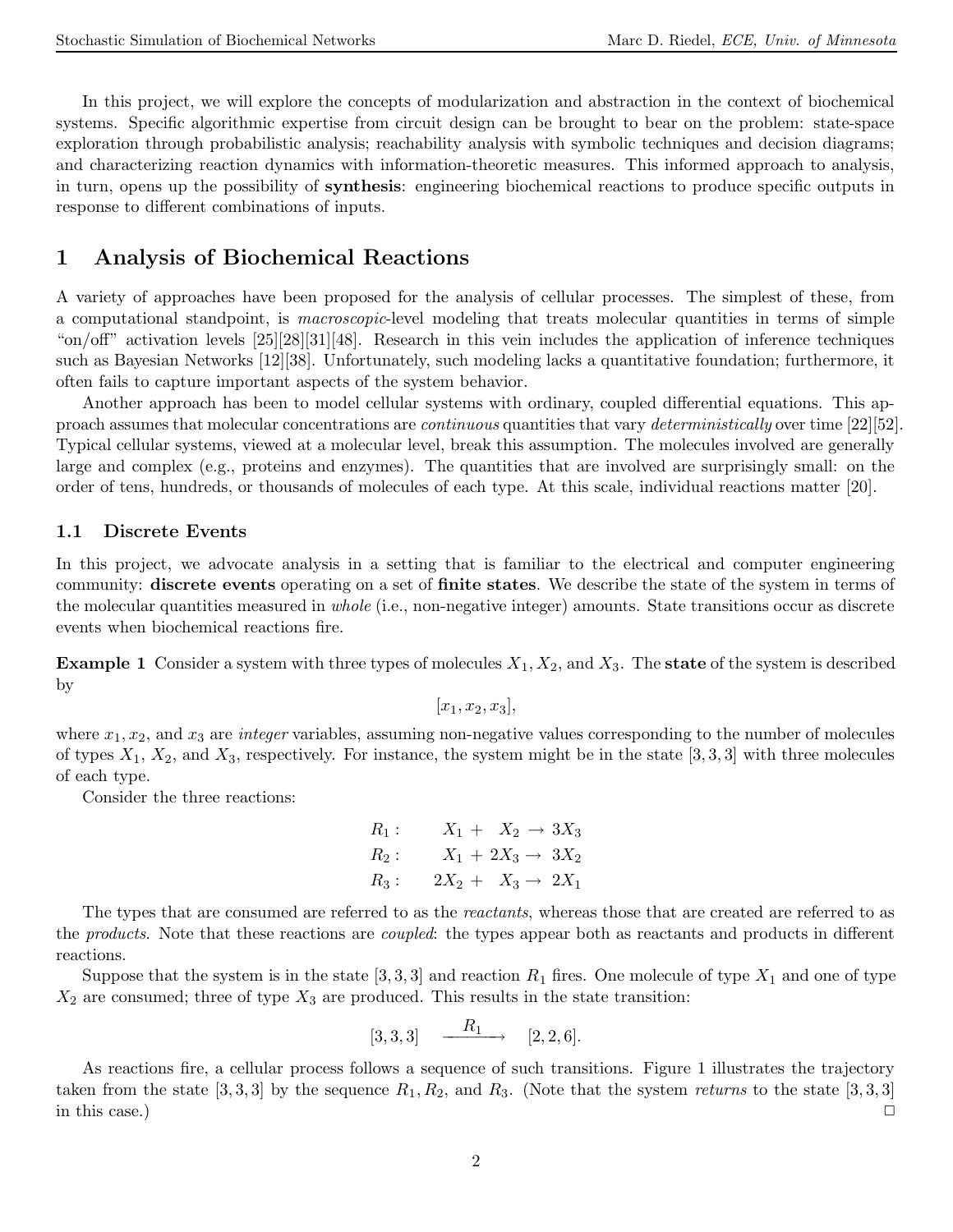In this project, we will explore the concepts of modularization and abstraction in the context of biochemical systems. Specific algorithmic expertise from circuit design can be brought to bear on the problem: state-space exploration through probabilistic analysis; reachability analysis with symbolic techniques and decision diagrams; and characterizing reaction dynamics with information-theoretic measures. This informed approach to analysis, in turn, opens up the possibility of **synthesis**: engineering biochemical reactions to produce specific outputs in response to different combinations of inputs.

# 1 Analysis of Biochemical Reactions

A variety of approaches have been proposed for the analysis of cellular processes. The simplest of these, from a computational standpoint, is *macroscopic*-level modeling that treats molecular quantities in terms of simple "on/off" activation levels [25][28][31][48]. Research in this vein includes the application of inference techniques such as Bayesian Networks [12][38]. Unfortunately, such modeling lacks a quantitative foundation; furthermore, it often fails to capture important aspects of the system behavior.

Another approach has been to model cellular systems with ordinary, coupled differential equations. This approach assumes that molecular concentrations are *continuous* quantities that vary *deterministically* over time [22][52]. Typical cellular systems, viewed at a molecular level, break this assumption. The molecules involved are generally large and complex (e.g., proteins and enzymes). The quantities that are involved are surprisingly small: on the order of tens, hundreds, or thousands of molecules of each type. At this scale, individual reactions matter [20].

## 1.1 Discrete Events

In this project, we advocate analysis in a setting that is familiar to the electrical and computer engineering community: **discrete events** operating on a set of **finite states**. We describe the state of the system in terms of the molecular quantities measured in *whole* (i.e., non-negative integer) amounts. State transitions occur as discrete events when biochemical reactions fire.

**Example 1** Consider a system with three types of molecules $X_1, X_2$, and $X_3$. The **state** of the system is described by

$$[x_1, x_2, x_3],$$

where $x_1, x_2$, and $x_3$ are *integer* variables, assuming non-negative values corresponding to the number of molecules of types $X_1$, $X_2$, and $X_3$, respectively. For instance, the system might be in the state $[3, 3, 3]$ with three molecules of each type.

Consider the three reactions:

$$\begin{aligned}
R_1: &\quad X_1 + X_2 \rightarrow 3X_3 \\
R_2: &\quad X_1 + 2X_3 \rightarrow 3X_2 \\
R_3: &\quad 2X_2 + X_3 \rightarrow 2X_1
\end{aligned}$$

The types that are consumed are referred to as the *reactants*, whereas those that are created are referred to as the *products*. Note that these reactions are *coupled*: the types appear both as reactants and products in different reactions.

Suppose that the system is in the state $[3, 3, 3]$ and reaction $R_1$ fires. One molecule of type $X_1$ and one of type $X_2$ are consumed; three of type $X_3$ are produced. This results in the state transition:

$$[3, 3, 3] \quad \xrightarrow{R_1} \quad [2, 2, 6].$$

As reactions fire, a cellular process follows a sequence of such transitions. Figure 1 illustrates the trajectory taken from the state $[3, 3, 3]$ by the sequence $R_1, R_2$, and $R_3$. (Note that the system *returns* to the state $[3, 3, 3]$ in this case.) □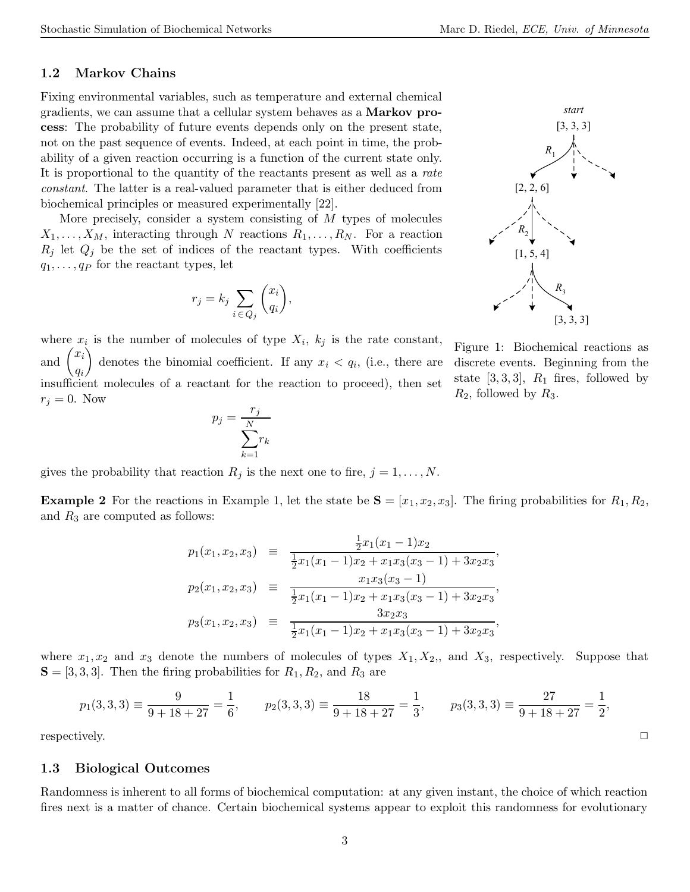### 1.2 Markov Chains

Fixing environmental variables, such as temperature and external chemical gradients, we can assume that a cellular system behaves as a **Markov process**: The probability of future events depends only on the present state, not on the past sequence of events. Indeed, at each point in time, the probability of a given reaction occurring is a function of the current state only. It is proportional to the quantity of the reactants present as well as a *rate constant*. The latter is a real-valued parameter that is either deduced from biochemical principles or measured experimentally [22].

More precisely, consider a system consisting of $M$ types of molecules $X_1, \ldots, X_M$, interacting through $N$ reactions $R_1, \ldots, R_N$. For a reaction $R_j$ let $Q_j$ be the set of indices of the reactant types. With coefficients $q_1, \ldots, q_P$ for the reactant types, let

$$r_j = k_j \sum_{i \in Q_j} \binom{x_i}{q_i},$$

where $x_i$ is the number of molecules of type $X_i$, $k_j$ is the rate constant, and $\binom{x_i}{q_i}$ denotes the binomial coefficient. If any $x_i < q_i$, (i.e., there are insufficient molecules of a reactant for the reaction to proceed), then set $r_j = 0$. Now

$$p_j = \frac{r_j}{\sum_{k=1}^{N} r_k}$$

gives the probability that reaction $R_j$ is the next one to fire, $j = 1, \ldots, N$.

Figure 1: Biochemical reactions as discrete events. Beginning from the state $[3, 3, 3]$, $R_1$ fires, followed by $R_2$, followed by $R_3$.

**Example 2** For the reactions in Example 1, let the state be $\mathbf{S} = [x_1, x_2, x_3]$. The firing probabilities for $R_1, R_2$, and $R_3$ are computed as follows:

$$\begin{aligned}
p_1(x_1, x_2, x_3) &\equiv \frac{\frac{1}{2}x_1(x_1-1)x_2}{\frac{1}{2}x_1(x_1-1)x_2 + x_1 x_3(x_3-1) + 3x_2 x_3}, \\
p_2(x_1, x_2, x_3) &\equiv \frac{x_1 x_3(x_3-1)}{\frac{1}{2}x_1(x_1-1)x_2 + x_1 x_3(x_3-1) + 3x_2 x_3}, \\
p_3(x_1, x_2, x_3) &\equiv \frac{3x_2 x_3}{\frac{1}{2}x_1(x_1-1)x_2 + x_1 x_3(x_3-1) + 3x_2 x_3},
\end{aligned}$$

where $x_1, x_2$ and $x_3$ denote the numbers of molecules of types $X_1, X_2$,, and $X_3$, respectively. Suppose that $\mathbf{S} = [3, 3, 3]$. Then the firing probabilities for $R_1, R_2$, and $R_3$ are

$$p_1(3,3,3) \equiv \frac{9}{9+18+27} = \frac{1}{6}, \qquad p_2(3,3,3) \equiv \frac{18}{9+18+27} = \frac{1}{3}, \qquad p_3(3,3,3) \equiv \frac{27}{9+18+27} = \frac{1}{2},$$

respectively. □

### 1.3 Biological Outcomes

Randomness is inherent to all forms of biochemical computation: at any given instant, the choice of which reaction fires next is a matter of chance. Certain biochemical systems appear to exploit this randomness for evolutionary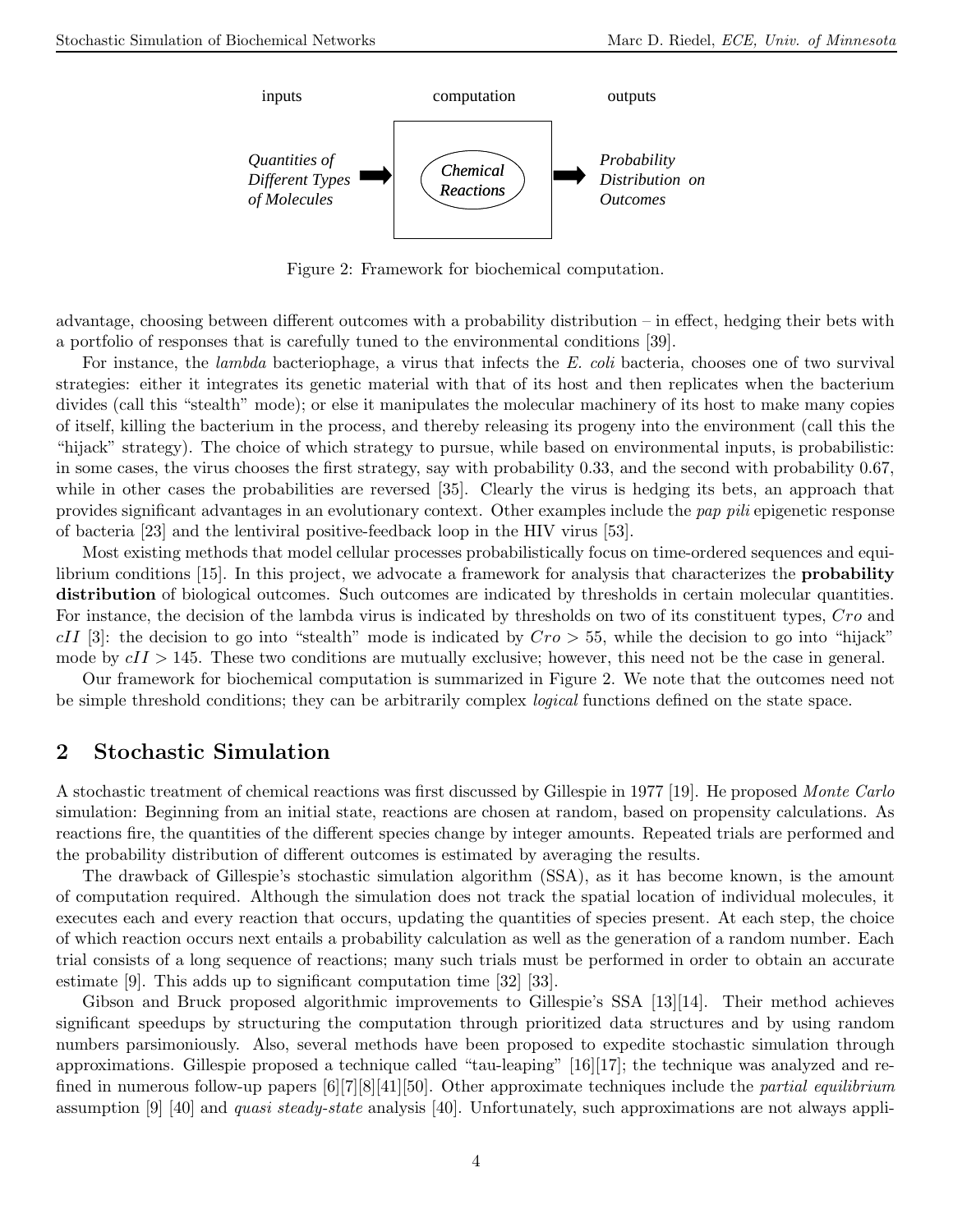inputs | computation | outputs

*Quantities of Different Types of Molecules* → ***Chemical Reactions*** → *Probability Distribution on Outcomes*

Figure 2: Framework for biochemical computation.

advantage, choosing between different outcomes with a probability distribution – in effect, hedging their bets with a portfolio of responses that is carefully tuned to the environmental conditions [39].

For instance, the *lambda* bacteriophage, a virus that infects the *E. coli* bacteria, chooses one of two survival strategies: either it integrates its genetic material with that of its host and then replicates when the bacterium divides (call this "stealth" mode); or else it manipulates the molecular machinery of its host to make many copies of itself, killing the bacterium in the process, and thereby releasing its progeny into the environment (call this the "hijack" strategy). The choice of which strategy to pursue, while based on environmental inputs, is probabilistic: in some cases, the virus chooses the first strategy, say with probability 0.33, and the second with probability 0.67, while in other cases the probabilities are reversed [35]. Clearly the virus is hedging its bets, an approach that provides significant advantages in an evolutionary context. Other examples include the *pap pili* epigenetic response of bacteria [23] and the lentiviral positive-feedback loop in the HIV virus [53].

Most existing methods that model cellular processes probabilistically focus on time-ordered sequences and equilibrium conditions [15]. In this project, we advocate a framework for analysis that characterizes the **probability distribution** of biological outcomes. Such outcomes are indicated by thresholds in certain molecular quantities. For instance, the decision of the lambda virus is indicated by thresholds on two of its constituent types, $Cro$ and $cII$ [3]: the decision to go into "stealth" mode is indicated by $Cro > 55$, while the decision to go into "hijack" mode by $cII > 145$. These two conditions are mutually exclusive; however, this need not be the case in general.

Our framework for biochemical computation is summarized in Figure 2. We note that the outcomes need not be simple threshold conditions; they can be arbitrarily complex *logical* functions defined on the state space.

## 2 Stochastic Simulation

A stochastic treatment of chemical reactions was first discussed by Gillespie in 1977 [19]. He proposed *Monte Carlo* simulation: Beginning from an initial state, reactions are chosen at random, based on propensity calculations. As reactions fire, the quantities of the different species change by integer amounts. Repeated trials are performed and the probability distribution of different outcomes is estimated by averaging the results.

The drawback of Gillespie's stochastic simulation algorithm (SSA), as it has become known, is the amount of computation required. Although the simulation does not track the spatial location of individual molecules, it executes each and every reaction that occurs, updating the quantities of species present. At each step, the choice of which reaction occurs next entails a probability calculation as well as the generation of a random number. Each trial consists of a long sequence of reactions; many such trials must be performed in order to obtain an accurate estimate [9]. This adds up to significant computation time [32] [33].

Gibson and Bruck proposed algorithmic improvements to Gillespie's SSA [13][14]. Their method achieves significant speedups by structuring the computation through prioritized data structures and by using random numbers parsimoniously. Also, several methods have been proposed to expedite stochastic simulation through approximations. Gillespie proposed a technique called "tau-leaping" [16][17]; the technique was analyzed and refined in numerous follow-up papers [6][7][8][41][50]. Other approximate techniques include the *partial equilibrium* assumption [9] [40] and *quasi steady-state* analysis [40]. Unfortunately, such approximations are not always appli-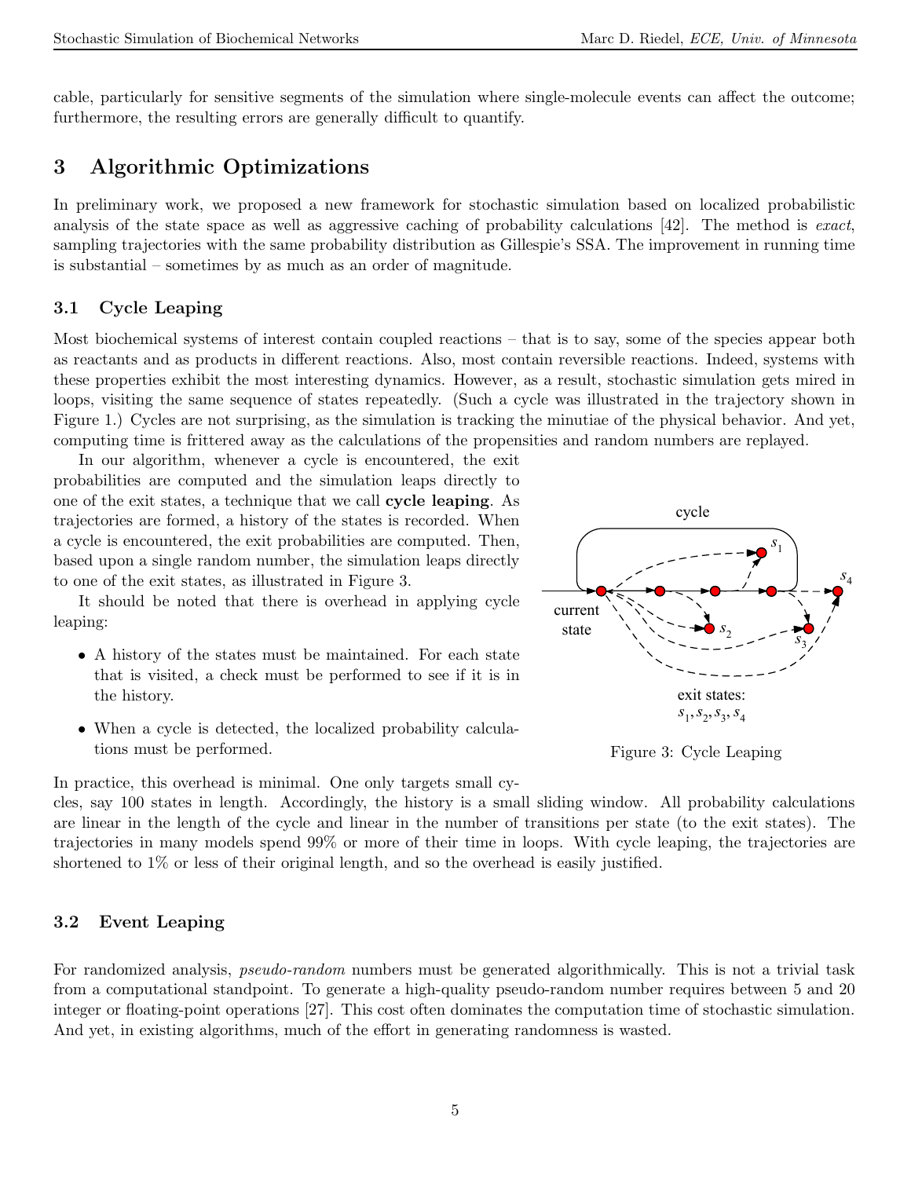cable, particularly for sensitive segments of the simulation where single-molecule events can affect the outcome; furthermore, the resulting errors are generally difficult to quantify.

## 3 Algorithmic Optimizations

In preliminary work, we proposed a new framework for stochastic simulation based on localized probabilistic analysis of the state space as well as aggressive caching of probability calculations [42]. The method is *exact*, sampling trajectories with the same probability distribution as Gillespie's SSA. The improvement in running time is substantial – sometimes by as much as an order of magnitude.

### 3.1 Cycle Leaping

Most biochemical systems of interest contain coupled reactions – that is to say, some of the species appear both as reactants and as products in different reactions. Also, most contain reversible reactions. Indeed, systems with these properties exhibit the most interesting dynamics. However, as a result, stochastic simulation gets mired in loops, visiting the same sequence of states repeatedly. (Such a cycle was illustrated in the trajectory shown in Figure 1.) Cycles are not surprising, as the simulation is tracking the minutiae of the physical behavior. And yet, computing time is frittered away as the calculations of the propensities and random numbers are replayed.

In our algorithm, whenever a cycle is encountered, the exit probabilities are computed and the simulation leaps directly to one of the exit states, a technique that we call **cycle leaping**. As trajectories are formed, a history of the states is recorded. When a cycle is encountered, the exit probabilities are computed. Then, based upon a single random number, the simulation leaps directly to one of the exit states, as illustrated in Figure 3.

It should be noted that there is overhead in applying cycle leaping:

- A history of the states must be maintained. For each state that is visited, a check must be performed to see if it is in the history.
- When a cycle is detected, the localized probability calculations must be performed.

cycle

current state

exit states: $s_1, s_2, s_3, s_4$

Figure 3: Cycle Leaping

In practice, this overhead is minimal. One only targets small cycles, say 100 states in length. Accordingly, the history is a small sliding window. All probability calculations are linear in the length of the cycle and linear in the number of transitions per state (to the exit states). The trajectories in many models spend 99% or more of their time in loops. With cycle leaping, the trajectories are shortened to 1% or less of their original length, and so the overhead is easily justified.

### 3.2 Event Leaping

For randomized analysis, *pseudo-random* numbers must be generated algorithmically. This is not a trivial task from a computational standpoint. To generate a high-quality pseudo-random number requires between 5 and 20 integer or floating-point operations [27]. This cost often dominates the computation time of stochastic simulation. And yet, in existing algorithms, much of the effort in generating randomness is wasted.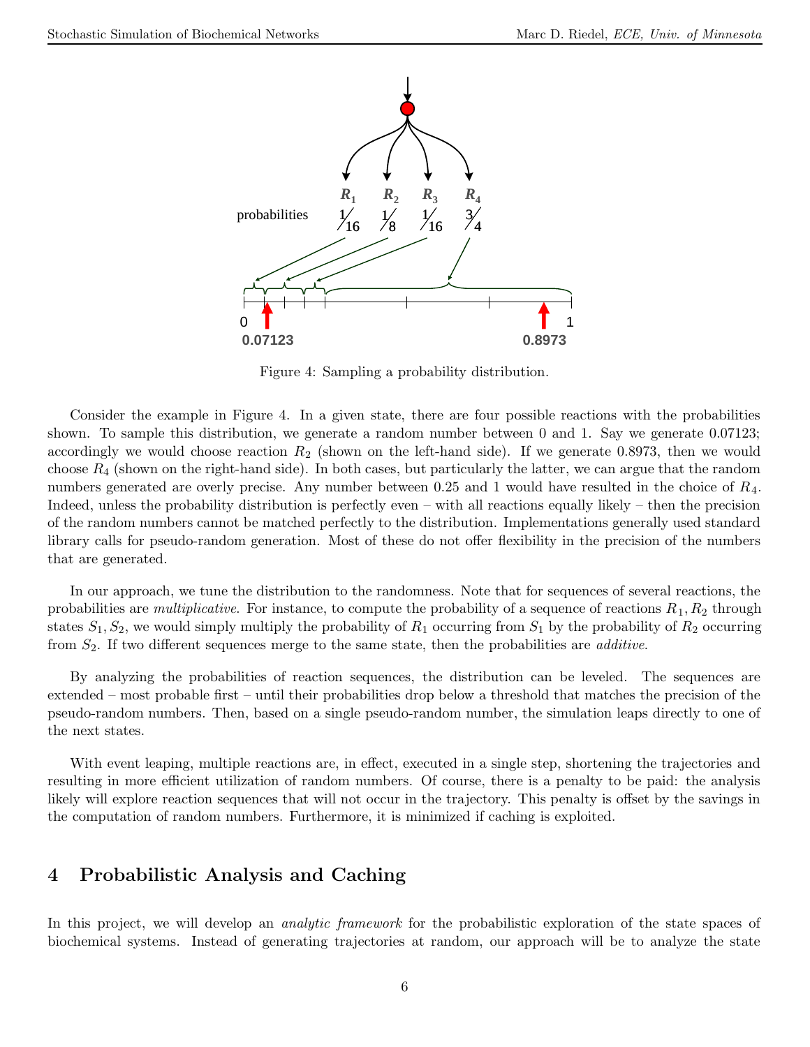Figure 4: Sampling a probability distribution.

Consider the example in Figure 4. In a given state, there are four possible reactions with the probabilities shown. To sample this distribution, we generate a random number between 0 and 1. Say we generate 0.07123; accordingly we would choose reaction $R_2$ (shown on the left-hand side). If we generate 0.8973, then we would choose $R_4$ (shown on the right-hand side). In both cases, but particularly the latter, we can argue that the random numbers generated are overly precise. Any number between 0.25 and 1 would have resulted in the choice of $R_4$. Indeed, unless the probability distribution is perfectly even – with all reactions equally likely – then the precision of the random numbers cannot be matched perfectly to the distribution. Implementations generally used standard library calls for pseudo-random generation. Most of these do not offer flexibility in the precision of the numbers that are generated.

In our approach, we tune the distribution to the randomness. Note that for sequences of several reactions, the probabilities are *multiplicative*. For instance, to compute the probability of a sequence of reactions $R_1, R_2$ through states $S_1, S_2$, we would simply multiply the probability of $R_1$ occurring from $S_1$ by the probability of $R_2$ occurring from $S_2$. If two different sequences merge to the same state, then the probabilities are *additive*.

By analyzing the probabilities of reaction sequences, the distribution can be leveled. The sequences are extended – most probable first – until their probabilities drop below a threshold that matches the precision of the pseudo-random numbers. Then, based on a single pseudo-random number, the simulation leaps directly to one of the next states.

With event leaping, multiple reactions are, in effect, executed in a single step, shortening the trajectories and resulting in more efficient utilization of random numbers. Of course, there is a penalty to be paid: the analysis likely will explore reaction sequences that will not occur in the trajectory. This penalty is offset by the savings in the computation of random numbers. Furthermore, it is minimized if caching is exploited.

## 4 Probabilistic Analysis and Caching

In this project, we will develop an *analytic framework* for the probabilistic exploration of the state spaces of biochemical systems. Instead of generating trajectories at random, our approach will be to analyze the state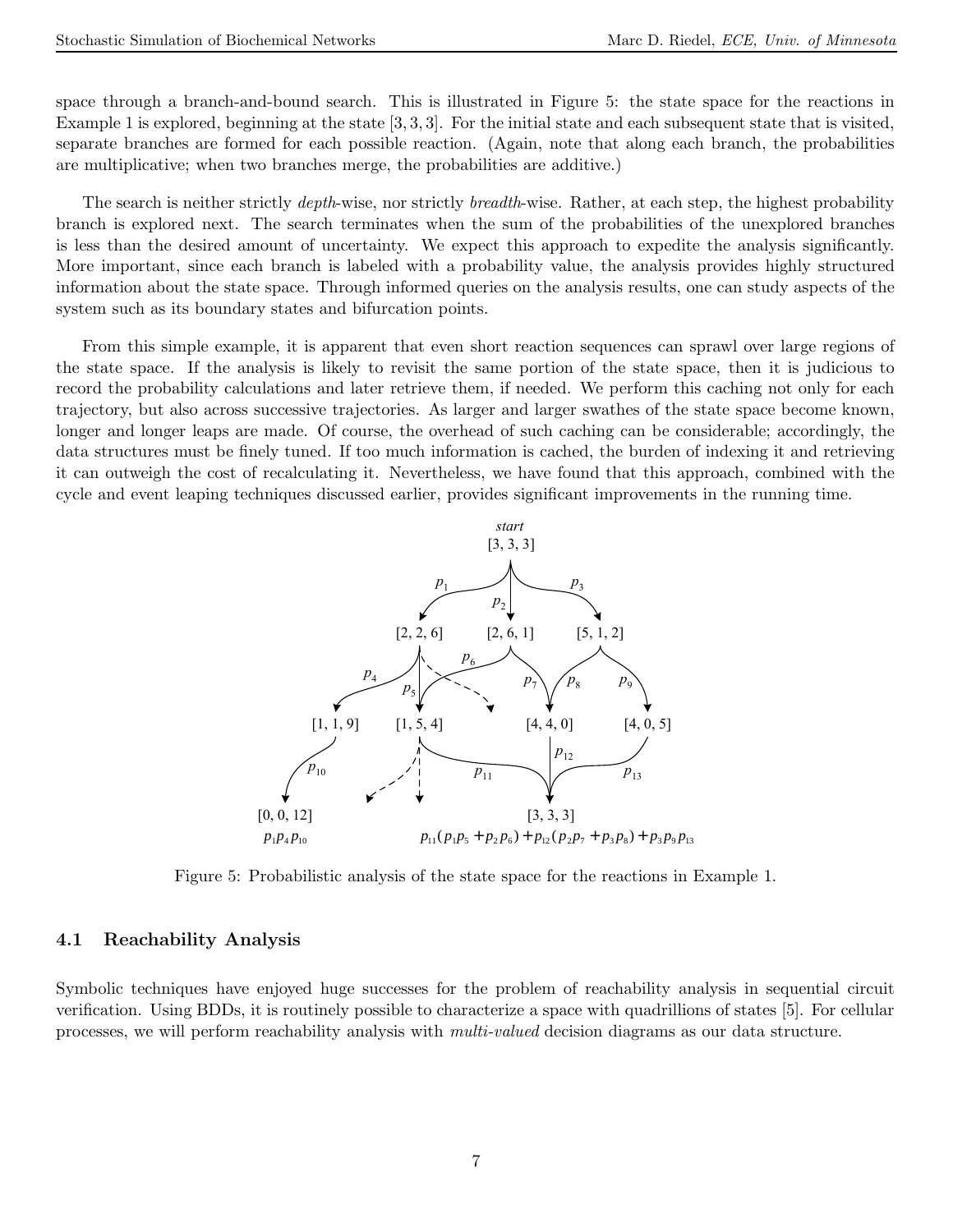space through a branch-and-bound search. This is illustrated in Figure 5: the state space for the reactions in Example 1 is explored, beginning at the state $[3, 3, 3]$. For the initial state and each subsequent state that is visited, separate branches are formed for each possible reaction. (Again, note that along each branch, the probabilities are multiplicative; when two branches merge, the probabilities are additive.)

The search is neither strictly *depth*-wise, nor strictly *breadth*-wise. Rather, at each step, the highest probability branch is explored next. The search terminates when the sum of the probabilities of the unexplored branches is less than the desired amount of uncertainty. We expect this approach to expedite the analysis significantly. More important, since each branch is labeled with a probability value, the analysis provides highly structured information about the state space. Through informed queries on the analysis results, one can study aspects of the system such as its boundary states and bifurcation points.

From this simple example, it is apparent that even short reaction sequences can sprawl over large regions of the state space. If the analysis is likely to revisit the same portion of the state space, then it is judicious to record the probability calculations and later retrieve them, if needed. We perform this caching not only for each trajectory, but also across successive trajectories. As larger and larger swathes of the state space become known, longer and longer leaps are made. Of course, the overhead of such caching can be considerable; accordingly, the data structures must be finely tuned. If too much information is cached, the burden of indexing it and retrieving it can outweigh the cost of recalculating it. Nevertheless, we have found that this approach, combined with the cycle and event leaping techniques discussed earlier, provides significant improvements in the running time.

*start*
[3, 3, 3]

$p_1$ $p_2$ $p_3$

[2, 2, 6] [2, 6, 1] [5, 1, 2]

$p_4$ $p_5$ $p_6$ $p_7$ $p_8$ $p_9$

[1, 1, 9] [1, 5, 4] [4, 4, 0] [4, 0, 5]

$p_{10}$ $p_{11}$ $p_{12}$ $p_{13}$

[0, 0, 12] [3, 3, 3]

$p_1 p_4 p_{10}$ $p_{11}(p_1 p_5 + p_2 p_6) + p_{12}(p_2 p_7 + p_3 p_8) + p_3 p_9 p_{13}$

Figure 5: Probabilistic analysis of the state space for the reactions in Example 1.

### 4.1 Reachability Analysis

Symbolic techniques have enjoyed huge successes for the problem of reachability analysis in sequential circuit verification. Using BDDs, it is routinely possible to characterize a space with quadrillions of states [5]. For cellular processes, we will perform reachability analysis with *multi-valued* decision diagrams as our data structure.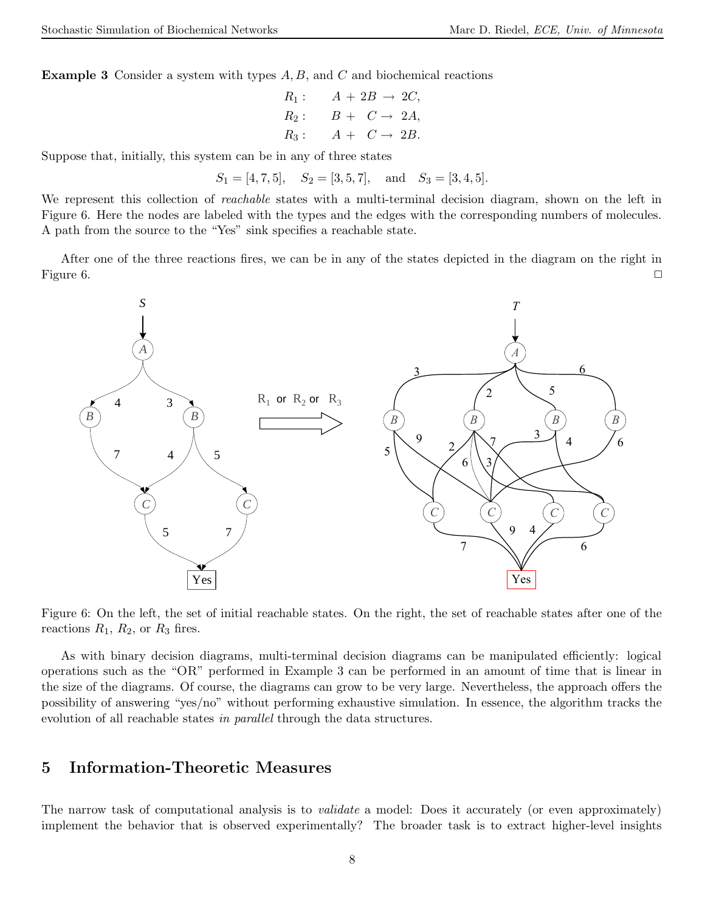**Example 3** Consider a system with types $A, B$, and $C$ and biochemical reactions

$$
\begin{aligned}
R_1: &\quad A + 2B \rightarrow 2C, \\
R_2: &\quad B + \ \ C \rightarrow 2A, \\
R_3: &\quad A + \ \ C \rightarrow 2B.
\end{aligned}
$$

Suppose that, initially, this system can be in any of three states

$$S_1 = [4, 7, 5], \quad S_2 = [3, 5, 7], \quad \text{and} \quad S_3 = [3, 4, 5].$$

We represent this collection of *reachable* states with a multi-terminal decision diagram, shown on the left in Figure 6. Here the nodes are labeled with the types and the edges with the corresponding numbers of molecules. A path from the source to the "Yes" sink specifies a reachable state.

After one of the three reactions fires, we can be in any of the states depicted in the diagram on the right in Figure 6. □

Figure 6: On the left, the set of initial reachable states. On the right, the set of reachable states after one of the reactions $R_1$, $R_2$, or $R_3$ fires.

As with binary decision diagrams, multi-terminal decision diagrams can be manipulated efficiently: logical operations such as the "OR" performed in Example 3 can be performed in an amount of time that is linear in the size of the diagrams. Of course, the diagrams can grow to be very large. Nevertheless, the approach offers the possibility of answering "yes/no" without performing exhaustive simulation. In essence, the algorithm tracks the evolution of all reachable states *in parallel* through the data structures.

## 5 Information-Theoretic Measures

The narrow task of computational analysis is to *validate* a model: Does it accurately (or even approximately) implement the behavior that is observed experimentally? The broader task is to extract higher-level insights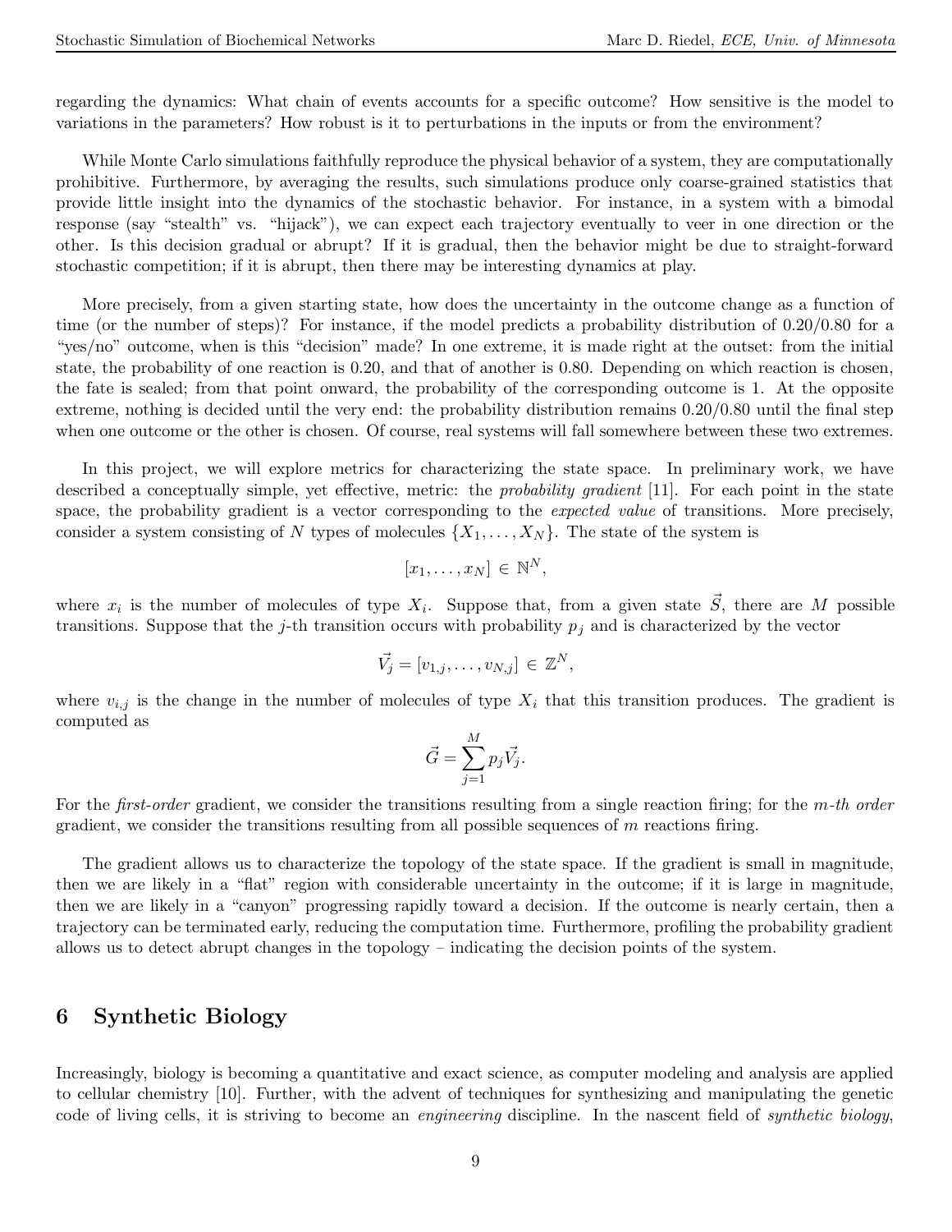regarding the dynamics: What chain of events accounts for a specific outcome? How sensitive is the model to variations in the parameters? How robust is it to perturbations in the inputs or from the environment?

While Monte Carlo simulations faithfully reproduce the physical behavior of a system, they are computationally prohibitive. Furthermore, by averaging the results, such simulations produce only coarse-grained statistics that provide little insight into the dynamics of the stochastic behavior. For instance, in a system with a bimodal response (say "stealth" vs. "hijack"), we can expect each trajectory eventually to veer in one direction or the other. Is this decision gradual or abrupt? If it is gradual, then the behavior might be due to straight-forward stochastic competition; if it is abrupt, then there may be interesting dynamics at play.

More precisely, from a given starting state, how does the uncertainty in the outcome change as a function of time (or the number of steps)? For instance, if the model predicts a probability distribution of 0.20/0.80 for a "yes/no" outcome, when is this "decision" made? In one extreme, it is made right at the outset: from the initial state, the probability of one reaction is 0.20, and that of another is 0.80. Depending on which reaction is chosen, the fate is sealed; from that point onward, the probability of the corresponding outcome is 1. At the opposite extreme, nothing is decided until the very end: the probability distribution remains 0.20/0.80 until the final step when one outcome or the other is chosen. Of course, real systems will fall somewhere between these two extremes.

In this project, we will explore metrics for characterizing the state space. In preliminary work, we have described a conceptually simple, yet effective, metric: the *probability gradient* [11]. For each point in the state space, the probability gradient is a vector corresponding to the *expected value* of transitions. More precisely, consider a system consisting of $N$ types of molecules $\{X_1, \ldots, X_N\}$. The state of the system is

$$[x_1, \ldots, x_N] \in \mathbb{N}^N,$$

where $x_i$ is the number of molecules of type $X_i$. Suppose that, from a given state $\vec{S}$, there are $M$ possible transitions. Suppose that the $j$-th transition occurs with probability $p_j$ and is characterized by the vector

$$\vec{V_j} = [v_{1,j}, \ldots, v_{N,j}] \in \mathbb{Z}^N,$$

where $v_{i,j}$ is the change in the number of molecules of type $X_i$ that this transition produces. The gradient is computed as

$$\vec{G} = \sum_{j=1}^{M} p_j \vec{V_j}.$$

For the *first-order* gradient, we consider the transitions resulting from a single reaction firing; for the *m-th order* gradient, we consider the transitions resulting from all possible sequences of $m$ reactions firing.

The gradient allows us to characterize the topology of the state space. If the gradient is small in magnitude, then we are likely in a "flat" region with considerable uncertainty in the outcome; if it is large in magnitude, then we are likely in a "canyon" progressing rapidly toward a decision. If the outcome is nearly certain, then a trajectory can be terminated early, reducing the computation time. Furthermore, profiling the probability gradient allows us to detect abrupt changes in the topology – indicating the decision points of the system.

## 6 Synthetic Biology

Increasingly, biology is becoming a quantitative and exact science, as computer modeling and analysis are applied to cellular chemistry [10]. Further, with the advent of techniques for synthesizing and manipulating the genetic code of living cells, it is striving to become an *engineering* discipline. In the nascent field of *synthetic biology*,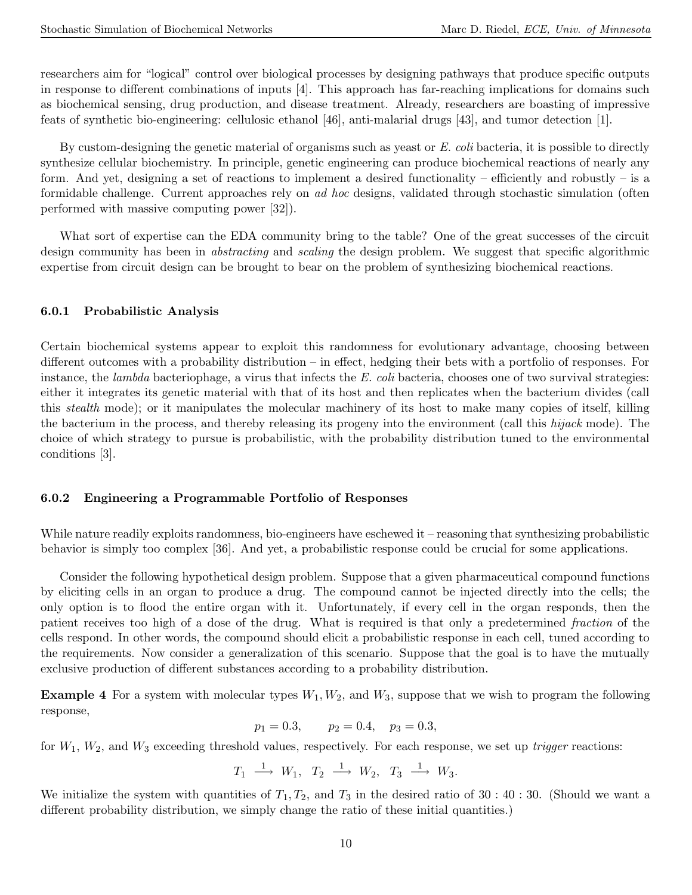researchers aim for "logical" control over biological processes by designing pathways that produce specific outputs in response to different combinations of inputs [4]. This approach has far-reaching implications for domains such as biochemical sensing, drug production, and disease treatment. Already, researchers are boasting of impressive feats of synthetic bio-engineering: cellulosic ethanol [46], anti-malarial drugs [43], and tumor detection [1].

By custom-designing the genetic material of organisms such as yeast or *E. coli* bacteria, it is possible to directly synthesize cellular biochemistry. In principle, genetic engineering can produce biochemical reactions of nearly any form. And yet, designing a set of reactions to implement a desired functionality – efficiently and robustly – is a formidable challenge. Current approaches rely on *ad hoc* designs, validated through stochastic simulation (often performed with massive computing power [32]).

What sort of expertise can the EDA community bring to the table? One of the great successes of the circuit design community has been in *abstracting* and *scaling* the design problem. We suggest that specific algorithmic expertise from circuit design can be brought to bear on the problem of synthesizing biochemical reactions.

### 6.0.1 Probabilistic Analysis

Certain biochemical systems appear to exploit this randomness for evolutionary advantage, choosing between different outcomes with a probability distribution – in effect, hedging their bets with a portfolio of responses. For instance, the *lambda* bacteriophage, a virus that infects the *E. coli* bacteria, chooses one of two survival strategies: either it integrates its genetic material with that of its host and then replicates when the bacterium divides (call this *stealth* mode); or it manipulates the molecular machinery of its host to make many copies of itself, killing the bacterium in the process, and thereby releasing its progeny into the environment (call this *hijack* mode). The choice of which strategy to pursue is probabilistic, with the probability distribution tuned to the environmental conditions [3].

### 6.0.2 Engineering a Programmable Portfolio of Responses

While nature readily exploits randomness, bio-engineers have eschewed it – reasoning that synthesizing probabilistic behavior is simply too complex [36]. And yet, a probabilistic response could be crucial for some applications.

Consider the following hypothetical design problem. Suppose that a given pharmaceutical compound functions by eliciting cells in an organ to produce a drug. The compound cannot be injected directly into the cells; the only option is to flood the entire organ with it. Unfortunately, if every cell in the organ responds, then the patient receives too high of a dose of the drug. What is required is that only a predetermined *fraction* of the cells respond. In other words, the compound should elicit a probabilistic response in each cell, tuned according to the requirements. Now consider a generalization of this scenario. Suppose that the goal is to have the mutually exclusive production of different substances according to a probability distribution.

**Example 4** For a system with molecular types $W_1, W_2$, and $W_3$, suppose that we wish to program the following response,

$$p_1 = 0.3, \qquad p_2 = 0.4, \quad p_3 = 0.3,$$

for $W_1$, $W_2$, and $W_3$ exceeding threshold values, respectively. For each response, we set up *trigger* reactions:

$$T_1 \xrightarrow{1} W_1, \quad T_2 \xrightarrow{1} W_2, \quad T_3 \xrightarrow{1} W_3.$$

We initialize the system with quantities of $T_1, T_2$, and $T_3$ in the desired ratio of $30 : 40 : 30$. (Should we want a different probability distribution, we simply change the ratio of these initial quantities.)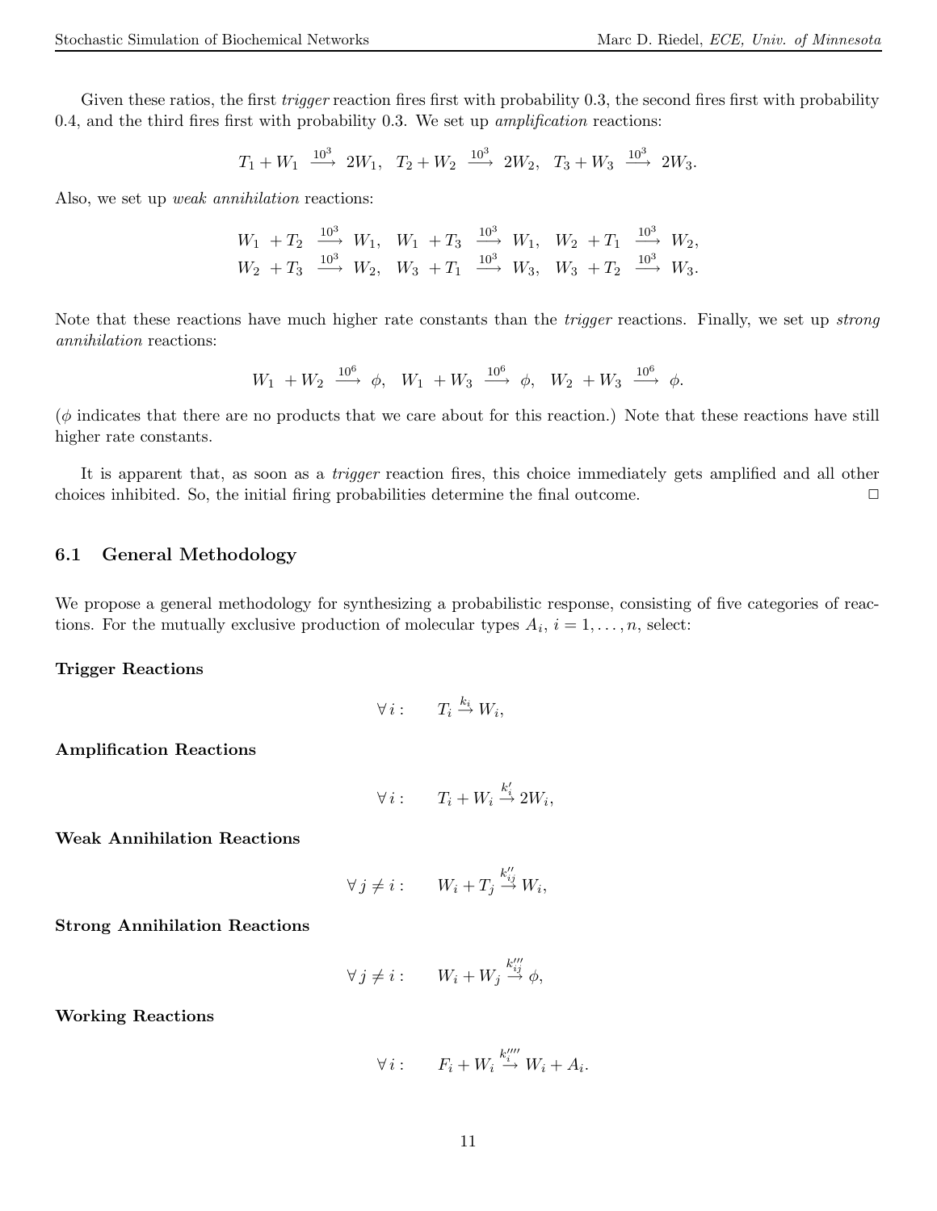Given these ratios, the first *trigger* reaction fires first with probability 0.3, the second fires first with probability 0.4, and the third fires first with probability 0.3. We set up *amplification* reactions:

$$T_1 + W_1 \xrightarrow{10^3} 2W_1, \quad T_2 + W_2 \xrightarrow{10^3} 2W_2, \quad T_3 + W_3 \xrightarrow{10^3} 2W_3.$$

Also, we set up *weak annihilation* reactions:

$$\begin{array}{lll} W_1 + T_2 \xrightarrow{10^3} W_1, & W_1 + T_3 \xrightarrow{10^3} W_1, & W_2 + T_1 \xrightarrow{10^3} W_2, \\ W_2 + T_3 \xrightarrow{10^3} W_2, & W_3 + T_1 \xrightarrow{10^3} W_3, & W_3 + T_2 \xrightarrow{10^3} W_3. \end{array}$$

Note that these reactions have much higher rate constants than the *trigger* reactions. Finally, we set up *strong annihilation* reactions:

$$W_1 + W_2 \xrightarrow{10^6} \phi, \quad W_1 + W_3 \xrightarrow{10^6} \phi, \quad W_2 + W_3 \xrightarrow{10^6} \phi.$$

($\phi$ indicates that there are no products that we care about for this reaction.) Note that these reactions have still higher rate constants.

It is apparent that, as soon as a *trigger* reaction fires, this choice immediately gets amplified and all other choices inhibited. So, the initial firing probabilities determine the final outcome. □

## 6.1 General Methodology

We propose a general methodology for synthesizing a probabilistic response, consisting of five categories of reactions. For the mutually exclusive production of molecular types $A_i$, $i = 1, \ldots, n$, select:

**Trigger Reactions**

$$\forall\, i: \qquad T_i \xrightarrow{k_i} W_i,$$

**Amplification Reactions**

$$\forall\, i: \qquad T_i + W_i \xrightarrow{k'_i} 2W_i,$$

**Weak Annihilation Reactions**

$$\forall\, j \neq i: \qquad W_i + T_j \xrightarrow{k''_{ij}} W_i,$$

**Strong Annihilation Reactions**

$$\forall\, j \neq i: \qquad W_i + W_j \xrightarrow{k'''_{ij}} \phi,$$

**Working Reactions**

$$\forall\, i: \qquad F_i + W_i \xrightarrow{k''''_i} W_i + A_i.$$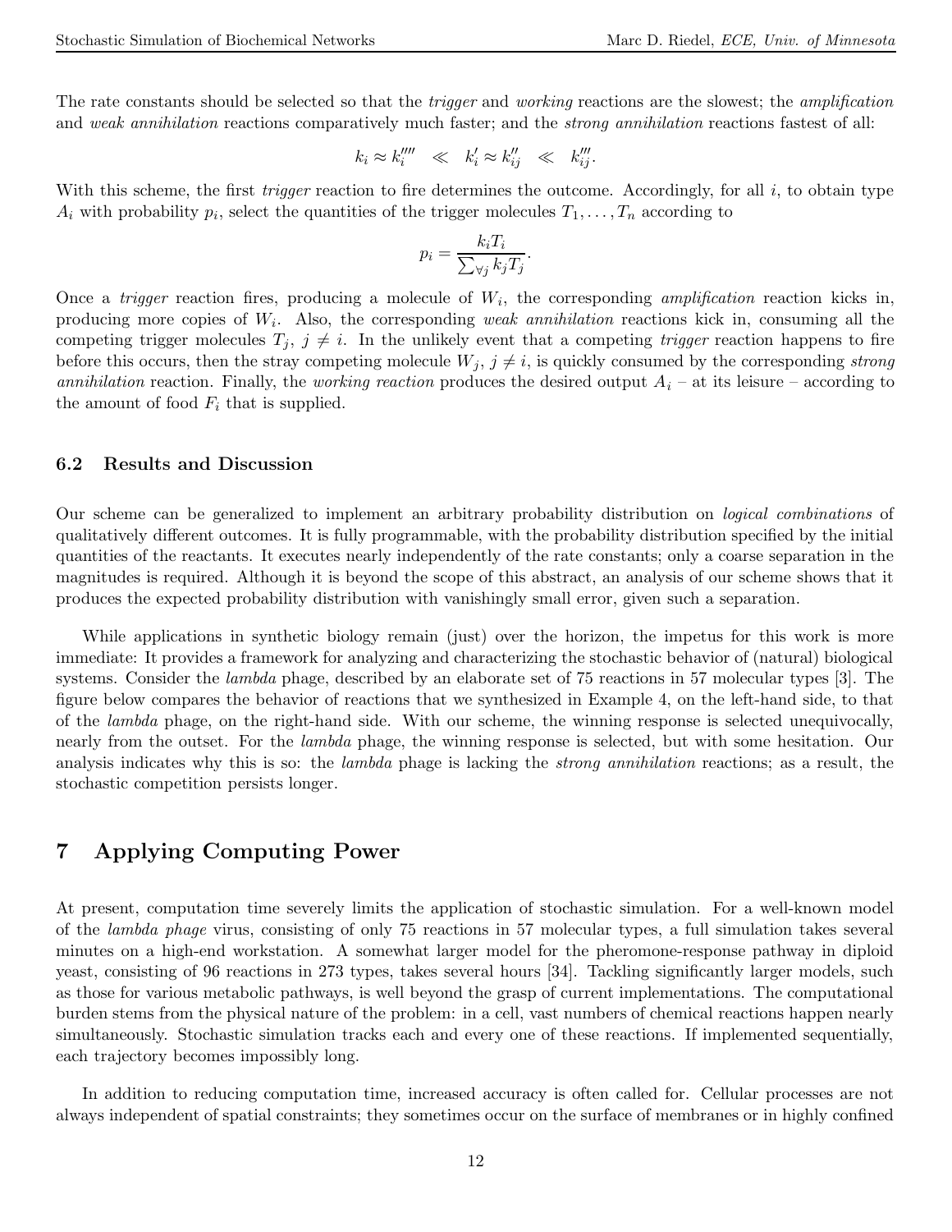The rate constants should be selected so that the *trigger* and *working* reactions are the slowest; the *amplification* and *weak annihilation* reactions comparatively much faster; and the *strong annihilation* reactions fastest of all:

$$k_i \approx k_i'''' \quad \ll \quad k_i' \approx k_{ij}'' \quad \ll \quad k_{ij}'''.$$

With this scheme, the first *trigger* reaction to fire determines the outcome. Accordingly, for all $i$, to obtain type $A_i$ with probability $p_i$, select the quantities of the trigger molecules $T_1, \ldots, T_n$ according to

$$p_i = \frac{k_i T_i}{\sum_{\forall j} k_j T_j}.$$

Once a *trigger* reaction fires, producing a molecule of $W_i$, the corresponding *amplification* reaction kicks in, producing more copies of $W_i$. Also, the corresponding *weak annihilation* reactions kick in, consuming all the competing trigger molecules $T_j$, $j \neq i$. In the unlikely event that a competing *trigger* reaction happens to fire before this occurs, then the stray competing molecule $W_j$, $j \neq i$, is quickly consumed by the corresponding *strong annihilation* reaction. Finally, the *working reaction* produces the desired output $A_i$ – at its leisure – according to the amount of food $F_i$ that is supplied.

### 6.2 Results and Discussion

Our scheme can be generalized to implement an arbitrary probability distribution on *logical combinations* of qualitatively different outcomes. It is fully programmable, with the probability distribution specified by the initial quantities of the reactants. It executes nearly independently of the rate constants; only a coarse separation in the magnitudes is required. Although it is beyond the scope of this abstract, an analysis of our scheme shows that it produces the expected probability distribution with vanishingly small error, given such a separation.

While applications in synthetic biology remain (just) over the horizon, the impetus for this work is more immediate: It provides a framework for analyzing and characterizing the stochastic behavior of (natural) biological systems. Consider the *lambda* phage, described by an elaborate set of 75 reactions in 57 molecular types [3]. The figure below compares the behavior of reactions that we synthesized in Example 4, on the left-hand side, to that of the *lambda* phage, on the right-hand side. With our scheme, the winning response is selected unequivocally, nearly from the outset. For the *lambda* phage, the winning response is selected, but with some hesitation. Our analysis indicates why this is so: the *lambda* phage is lacking the *strong annihilation* reactions; as a result, the stochastic competition persists longer.

## 7 Applying Computing Power

At present, computation time severely limits the application of stochastic simulation. For a well-known model of the *lambda phage* virus, consisting of only 75 reactions in 57 molecular types, a full simulation takes several minutes on a high-end workstation. A somewhat larger model for the pheromone-response pathway in diploid yeast, consisting of 96 reactions in 273 types, takes several hours [34]. Tackling significantly larger models, such as those for various metabolic pathways, is well beyond the grasp of current implementations. The computational burden stems from the physical nature of the problem: in a cell, vast numbers of chemical reactions happen nearly simultaneously. Stochastic simulation tracks each and every one of these reactions. If implemented sequentially, each trajectory becomes impossibly long.

In addition to reducing computation time, increased accuracy is often called for. Cellular processes are not always independent of spatial constraints; they sometimes occur on the surface of membranes or in highly confined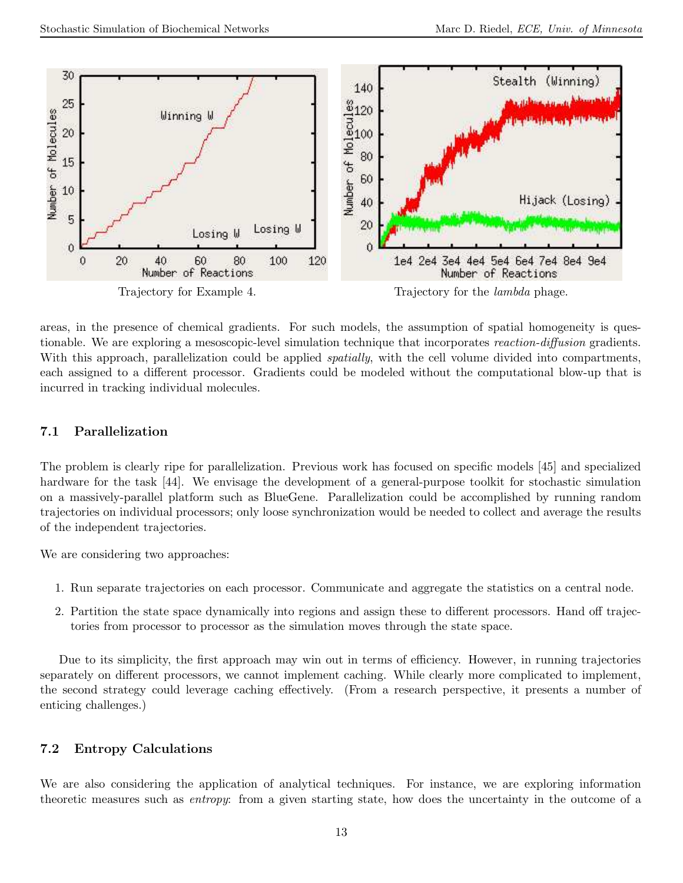Trajectory for Example 4.

Trajectory for the *lambda* phage.

areas, in the presence of chemical gradients. For such models, the assumption of spatial homogeneity is questionable. We are exploring a mesoscopic-level simulation technique that incorporates *reaction-diffusion* gradients. With this approach, parallelization could be applied *spatially*, with the cell volume divided into compartments, each assigned to a different processor. Gradients could be modeled without the computational blow-up that is incurred in tracking individual molecules.

### 7.1 Parallelization

The problem is clearly ripe for parallelization. Previous work has focused on specific models [45] and specialized hardware for the task [44]. We envisage the development of a general-purpose toolkit for stochastic simulation on a massively-parallel platform such as BlueGene. Parallelization could be accomplished by running random trajectories on individual processors; only loose synchronization would be needed to collect and average the results of the independent trajectories.

We are considering two approaches:

1. Run separate trajectories on each processor. Communicate and aggregate the statistics on a central node.
2. Partition the state space dynamically into regions and assign these to different processors. Hand off trajectories from processor to processor as the simulation moves through the state space.

Due to its simplicity, the first approach may win out in terms of efficiency. However, in running trajectories separately on different processors, we cannot implement caching. While clearly more complicated to implement, the second strategy could leverage caching effectively. (From a research perspective, it presents a number of enticing challenges.)

### 7.2 Entropy Calculations

We are also considering the application of analytical techniques. For instance, we are exploring information theoretic measures such as *entropy*: from a given starting state, how does the uncertainty in the outcome of a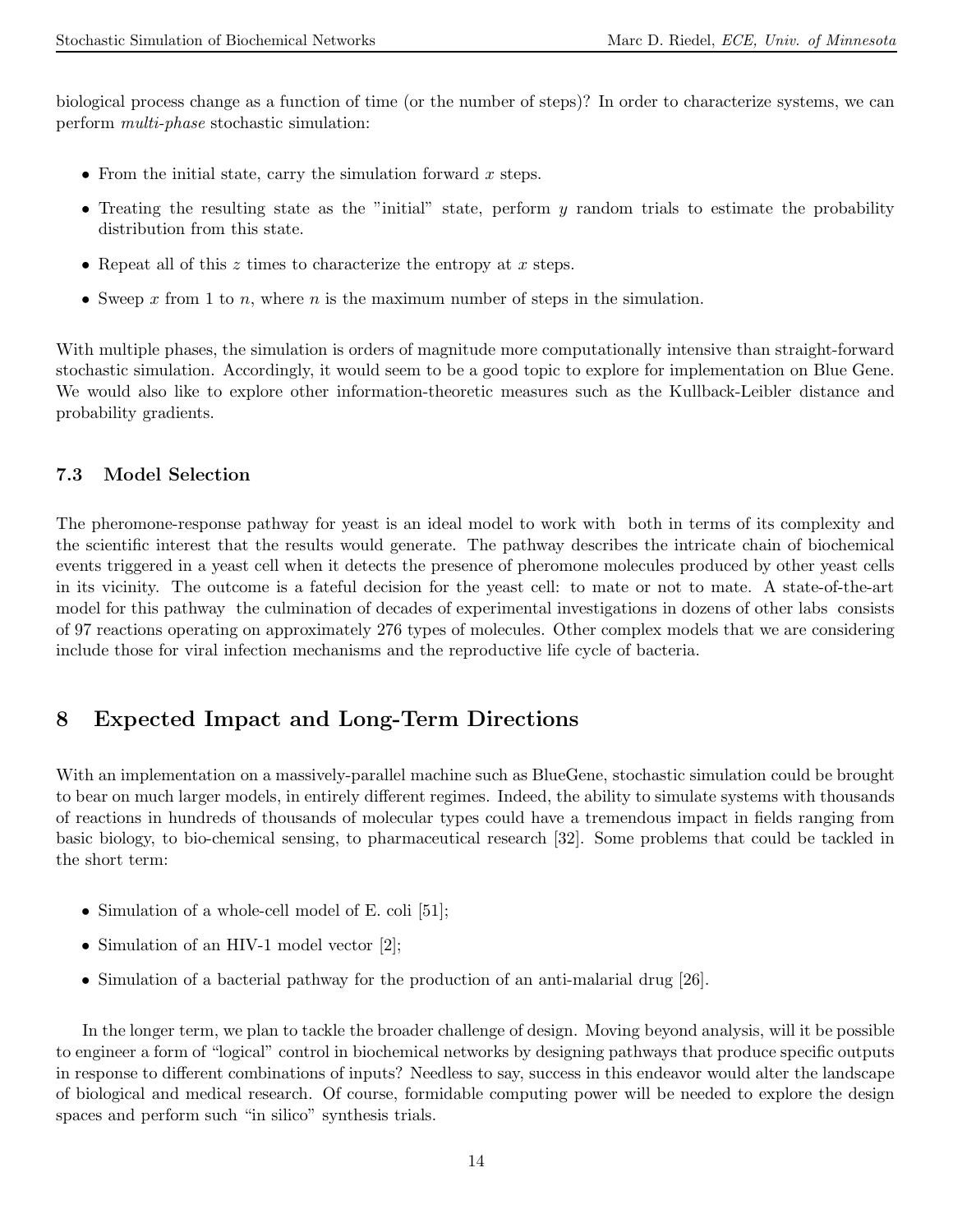biological process change as a function of time (or the number of steps)? In order to characterize systems, we can perform *multi-phase* stochastic simulation:

- From the initial state, carry the simulation forward $x$ steps.
- Treating the resulting state as the "initial" state, perform $y$ random trials to estimate the probability distribution from this state.
- Repeat all of this $z$ times to characterize the entropy at $x$ steps.
- Sweep $x$ from 1 to $n$, where $n$ is the maximum number of steps in the simulation.

With multiple phases, the simulation is orders of magnitude more computationally intensive than straight-forward stochastic simulation. Accordingly, it would seem to be a good topic to explore for implementation on Blue Gene. We would also like to explore other information-theoretic measures such as the Kullback-Leibler distance and probability gradients.

### 7.3 Model Selection

The pheromone-response pathway for yeast is an ideal model to work with both in terms of its complexity and the scientific interest that the results would generate. The pathway describes the intricate chain of biochemical events triggered in a yeast cell when it detects the presence of pheromone molecules produced by other yeast cells in its vicinity. The outcome is a fateful decision for the yeast cell: to mate or not to mate. A state-of-the-art model for this pathway the culmination of decades of experimental investigations in dozens of other labs consists of 97 reactions operating on approximately 276 types of molecules. Other complex models that we are considering include those for viral infection mechanisms and the reproductive life cycle of bacteria.

## 8 Expected Impact and Long-Term Directions

With an implementation on a massively-parallel machine such as BlueGene, stochastic simulation could be brought to bear on much larger models, in entirely different regimes. Indeed, the ability to simulate systems with thousands of reactions in hundreds of thousands of molecular types could have a tremendous impact in fields ranging from basic biology, to bio-chemical sensing, to pharmaceutical research [32]. Some problems that could be tackled in the short term:

- Simulation of a whole-cell model of E. coli [51];
- Simulation of an HIV-1 model vector [2];
- Simulation of a bacterial pathway for the production of an anti-malarial drug [26].

In the longer term, we plan to tackle the broader challenge of design. Moving beyond analysis, will it be possible to engineer a form of "logical" control in biochemical networks by designing pathways that produce specific outputs in response to different combinations of inputs? Needless to say, success in this endeavor would alter the landscape of biological and medical research. Of course, formidable computing power will be needed to explore the design spaces and perform such "in silico" synthesis trials.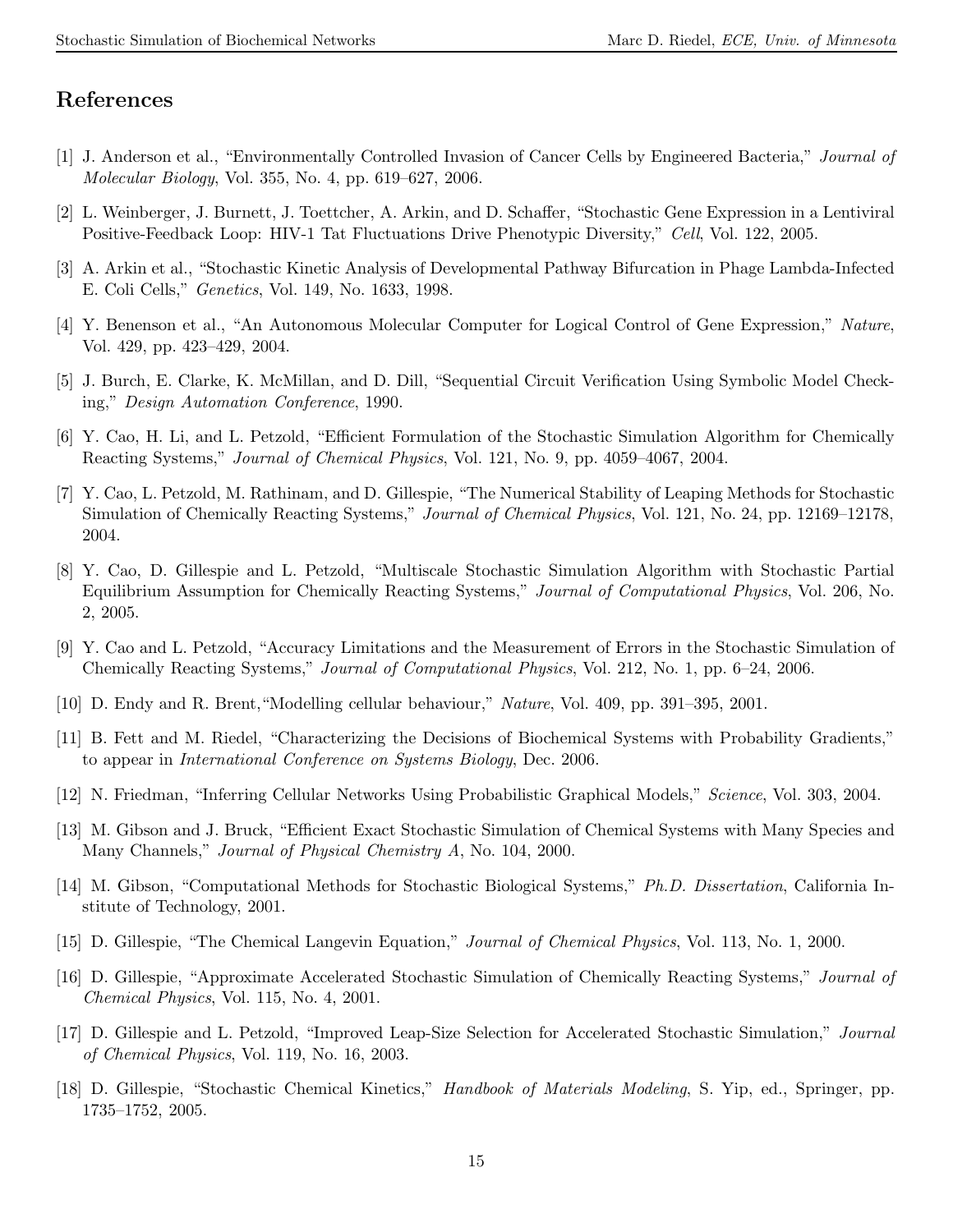## References

[1] J. Anderson et al., "Environmentally Controlled Invasion of Cancer Cells by Engineered Bacteria," *Journal of Molecular Biology*, Vol. 355, No. 4, pp. 619–627, 2006.

[2] L. Weinberger, J. Burnett, J. Toettcher, A. Arkin, and D. Schaffer, "Stochastic Gene Expression in a Lentiviral Positive-Feedback Loop: HIV-1 Tat Fluctuations Drive Phenotypic Diversity," *Cell*, Vol. 122, 2005.

[3] A. Arkin et al., "Stochastic Kinetic Analysis of Developmental Pathway Bifurcation in Phage Lambda-Infected E. Coli Cells," *Genetics*, Vol. 149, No. 1633, 1998.

[4] Y. Benenson et al., "An Autonomous Molecular Computer for Logical Control of Gene Expression," *Nature*, Vol. 429, pp. 423–429, 2004.

[5] J. Burch, E. Clarke, K. McMillan, and D. Dill, "Sequential Circuit Verification Using Symbolic Model Checking," *Design Automation Conference*, 1990.

[6] Y. Cao, H. Li, and L. Petzold, "Efficient Formulation of the Stochastic Simulation Algorithm for Chemically Reacting Systems," *Journal of Chemical Physics*, Vol. 121, No. 9, pp. 4059–4067, 2004.

[7] Y. Cao, L. Petzold, M. Rathinam, and D. Gillespie, "The Numerical Stability of Leaping Methods for Stochastic Simulation of Chemically Reacting Systems," *Journal of Chemical Physics*, Vol. 121, No. 24, pp. 12169–12178, 2004.

[8] Y. Cao, D. Gillespie and L. Petzold, "Multiscale Stochastic Simulation Algorithm with Stochastic Partial Equilibrium Assumption for Chemically Reacting Systems," *Journal of Computational Physics*, Vol. 206, No. 2, 2005.

[9] Y. Cao and L. Petzold, "Accuracy Limitations and the Measurement of Errors in the Stochastic Simulation of Chemically Reacting Systems," *Journal of Computational Physics*, Vol. 212, No. 1, pp. 6–24, 2006.

[10] D. Endy and R. Brent,"Modelling cellular behaviour," *Nature*, Vol. 409, pp. 391–395, 2001.

[11] B. Fett and M. Riedel, "Characterizing the Decisions of Biochemical Systems with Probability Gradients," to appear in *International Conference on Systems Biology*, Dec. 2006.

[12] N. Friedman, "Inferring Cellular Networks Using Probabilistic Graphical Models," *Science*, Vol. 303, 2004.

[13] M. Gibson and J. Bruck, "Efficient Exact Stochastic Simulation of Chemical Systems with Many Species and Many Channels," *Journal of Physical Chemistry A*, No. 104, 2000.

[14] M. Gibson, "Computational Methods for Stochastic Biological Systems," *Ph.D. Dissertation*, California Institute of Technology, 2001.

[15] D. Gillespie, "The Chemical Langevin Equation," *Journal of Chemical Physics*, Vol. 113, No. 1, 2000.

[16] D. Gillespie, "Approximate Accelerated Stochastic Simulation of Chemically Reacting Systems," *Journal of Chemical Physics*, Vol. 115, No. 4, 2001.

[17] D. Gillespie and L. Petzold, "Improved Leap-Size Selection for Accelerated Stochastic Simulation," *Journal of Chemical Physics*, Vol. 119, No. 16, 2003.

[18] D. Gillespie, "Stochastic Chemical Kinetics," *Handbook of Materials Modeling*, S. Yip, ed., Springer, pp. 1735–1752, 2005.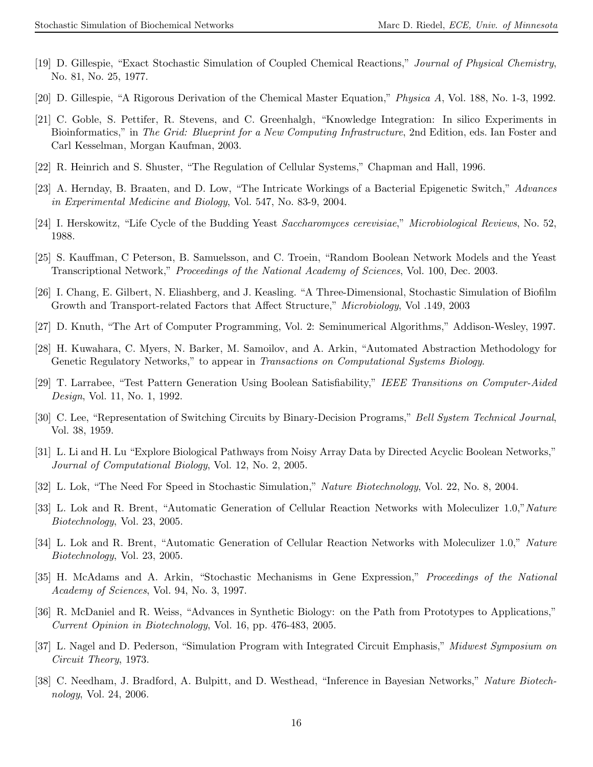[19] D. Gillespie, "Exact Stochastic Simulation of Coupled Chemical Reactions," *Journal of Physical Chemistry*, No. 81, No. 25, 1977.

[20] D. Gillespie, "A Rigorous Derivation of the Chemical Master Equation," *Physica A*, Vol. 188, No. 1-3, 1992.

[21] C. Goble, S. Pettifer, R. Stevens, and C. Greenhalgh, "Knowledge Integration: In silico Experiments in Bioinformatics," in *The Grid: Blueprint for a New Computing Infrastructure*, 2nd Edition, eds. Ian Foster and Carl Kesselman, Morgan Kaufman, 2003.

[22] R. Heinrich and S. Shuster, "The Regulation of Cellular Systems," Chapman and Hall, 1996.

[23] A. Hernday, B. Braaten, and D. Low, "The Intricate Workings of a Bacterial Epigenetic Switch," *Advances in Experimental Medicine and Biology*, Vol. 547, No. 83-9, 2004.

[24] I. Herskowitz, "Life Cycle of the Budding Yeast *Saccharomyces cerevisiae*," *Microbiological Reviews*, No. 52, 1988.

[25] S. Kauffman, C Peterson, B. Samuelsson, and C. Troein, "Random Boolean Network Models and the Yeast Transcriptional Network," *Proceedings of the National Academy of Sciences*, Vol. 100, Dec. 2003.

[26] I. Chang, E. Gilbert, N. Eliashberg, and J. Keasling. "A Three-Dimensional, Stochastic Simulation of Biofilm Growth and Transport-related Factors that Affect Structure," *Microbiology*, Vol .149, 2003

[27] D. Knuth, "The Art of Computer Programming, Vol. 2: Seminumerical Algorithms," Addison-Wesley, 1997.

[28] H. Kuwahara, C. Myers, N. Barker, M. Samoilov, and A. Arkin, "Automated Abstraction Methodology for Genetic Regulatory Networks," to appear in *Transactions on Computational Systems Biology.*

[29] T. Larrabee, "Test Pattern Generation Using Boolean Satisfiability," *IEEE Transitions on Computer-Aided Design*, Vol. 11, No. 1, 1992.

[30] C. Lee, "Representation of Switching Circuits by Binary-Decision Programs," *Bell System Technical Journal*, Vol. 38, 1959.

[31] L. Li and H. Lu "Explore Biological Pathways from Noisy Array Data by Directed Acyclic Boolean Networks," *Journal of Computational Biology*, Vol. 12, No. 2, 2005.

[32] L. Lok, "The Need For Speed in Stochastic Simulation," *Nature Biotechnology*, Vol. 22, No. 8, 2004.

[33] L. Lok and R. Brent, "Automatic Generation of Cellular Reaction Networks with Moleculizer 1.0,"*Nature Biotechnology*, Vol. 23, 2005.

[34] L. Lok and R. Brent, "Automatic Generation of Cellular Reaction Networks with Moleculizer 1.0," *Nature Biotechnology*, Vol. 23, 2005.

[35] H. McAdams and A. Arkin, "Stochastic Mechanisms in Gene Expression," *Proceedings of the National Academy of Sciences*, Vol. 94, No. 3, 1997.

[36] R. McDaniel and R. Weiss, "Advances in Synthetic Biology: on the Path from Prototypes to Applications," *Current Opinion in Biotechnology*, Vol. 16, pp. 476-483, 2005.

[37] L. Nagel and D. Pederson, "Simulation Program with Integrated Circuit Emphasis," *Midwest Symposium on Circuit Theory*, 1973.

[38] C. Needham, J. Bradford, A. Bulpitt, and D. Westhead, "Inference in Bayesian Networks," *Nature Biotechnology*, Vol. 24, 2006.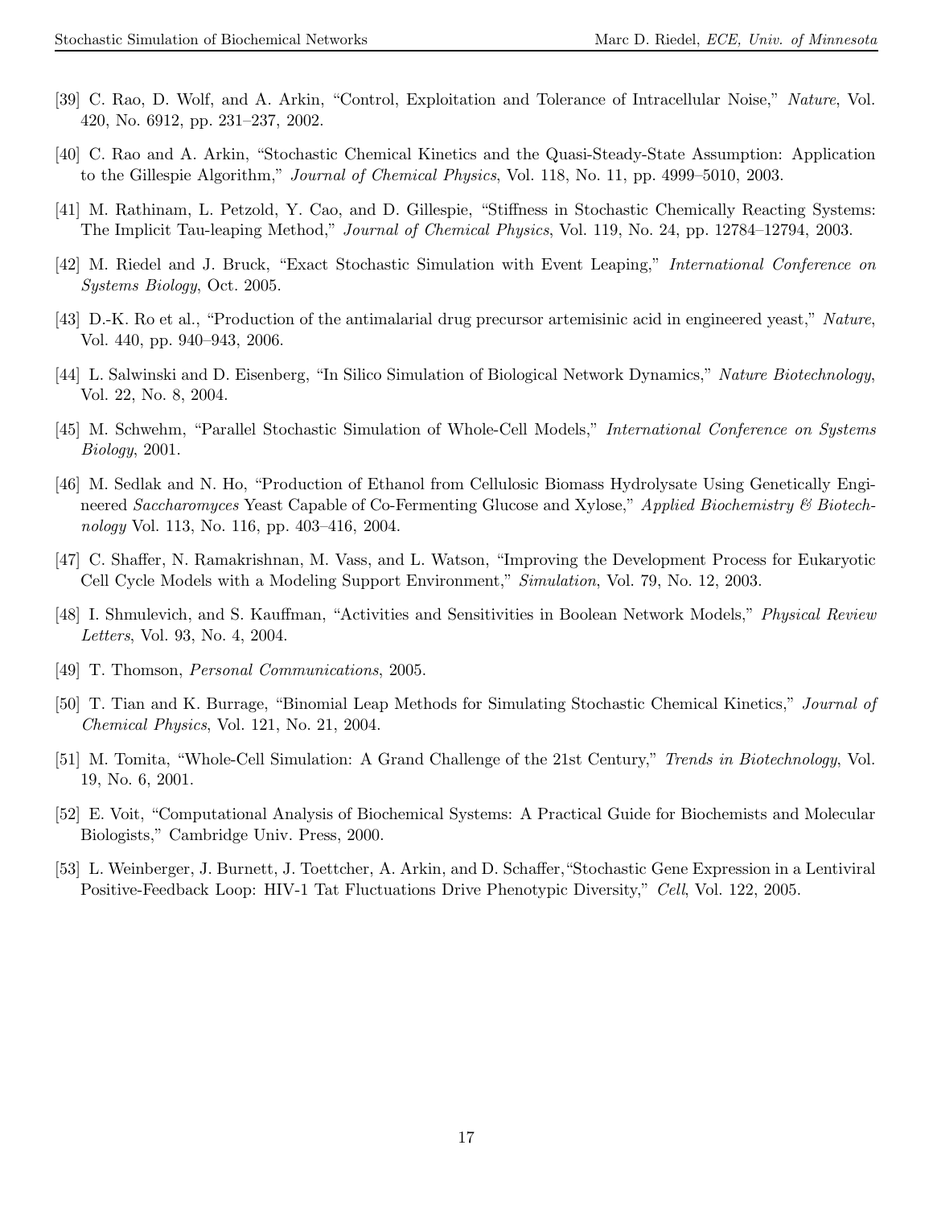[39] C. Rao, D. Wolf, and A. Arkin, "Control, Exploitation and Tolerance of Intracellular Noise," *Nature*, Vol. 420, No. 6912, pp. 231–237, 2002.

[40] C. Rao and A. Arkin, "Stochastic Chemical Kinetics and the Quasi-Steady-State Assumption: Application to the Gillespie Algorithm," *Journal of Chemical Physics*, Vol. 118, No. 11, pp. 4999–5010, 2003.

[41] M. Rathinam, L. Petzold, Y. Cao, and D. Gillespie, "Stiffness in Stochastic Chemically Reacting Systems: The Implicit Tau-leaping Method," *Journal of Chemical Physics*, Vol. 119, No. 24, pp. 12784–12794, 2003.

[42] M. Riedel and J. Bruck, "Exact Stochastic Simulation with Event Leaping," *International Conference on Systems Biology*, Oct. 2005.

[43] D.-K. Ro et al., "Production of the antimalarial drug precursor artemisinic acid in engineered yeast," *Nature*, Vol. 440, pp. 940–943, 2006.

[44] L. Salwinski and D. Eisenberg, "In Silico Simulation of Biological Network Dynamics," *Nature Biotechnology*, Vol. 22, No. 8, 2004.

[45] M. Schwehm, "Parallel Stochastic Simulation of Whole-Cell Models," *International Conference on Systems Biology*, 2001.

[46] M. Sedlak and N. Ho, "Production of Ethanol from Cellulosic Biomass Hydrolysate Using Genetically Engineered *Saccharomyces* Yeast Capable of Co-Fermenting Glucose and Xylose," *Applied Biochemistry & Biotechnology* Vol. 113, No. 116, pp. 403–416, 2004.

[47] C. Shaffer, N. Ramakrishnan, M. Vass, and L. Watson, "Improving the Development Process for Eukaryotic Cell Cycle Models with a Modeling Support Environment," *Simulation*, Vol. 79, No. 12, 2003.

[48] I. Shmulevich, and S. Kauffman, "Activities and Sensitivities in Boolean Network Models," *Physical Review Letters*, Vol. 93, No. 4, 2004.

[49] T. Thomson, *Personal Communications*, 2005.

[50] T. Tian and K. Burrage, "Binomial Leap Methods for Simulating Stochastic Chemical Kinetics," *Journal of Chemical Physics*, Vol. 121, No. 21, 2004.

[51] M. Tomita, "Whole-Cell Simulation: A Grand Challenge of the 21st Century," *Trends in Biotechnology*, Vol. 19, No. 6, 2001.

[52] E. Voit, "Computational Analysis of Biochemical Systems: A Practical Guide for Biochemists and Molecular Biologists," Cambridge Univ. Press, 2000.

[53] L. Weinberger, J. Burnett, J. Toettcher, A. Arkin, and D. Schaffer, "Stochastic Gene Expression in a Lentiviral Positive-Feedback Loop: HIV-1 Tat Fluctuations Drive Phenotypic Diversity," *Cell*, Vol. 122, 2005.